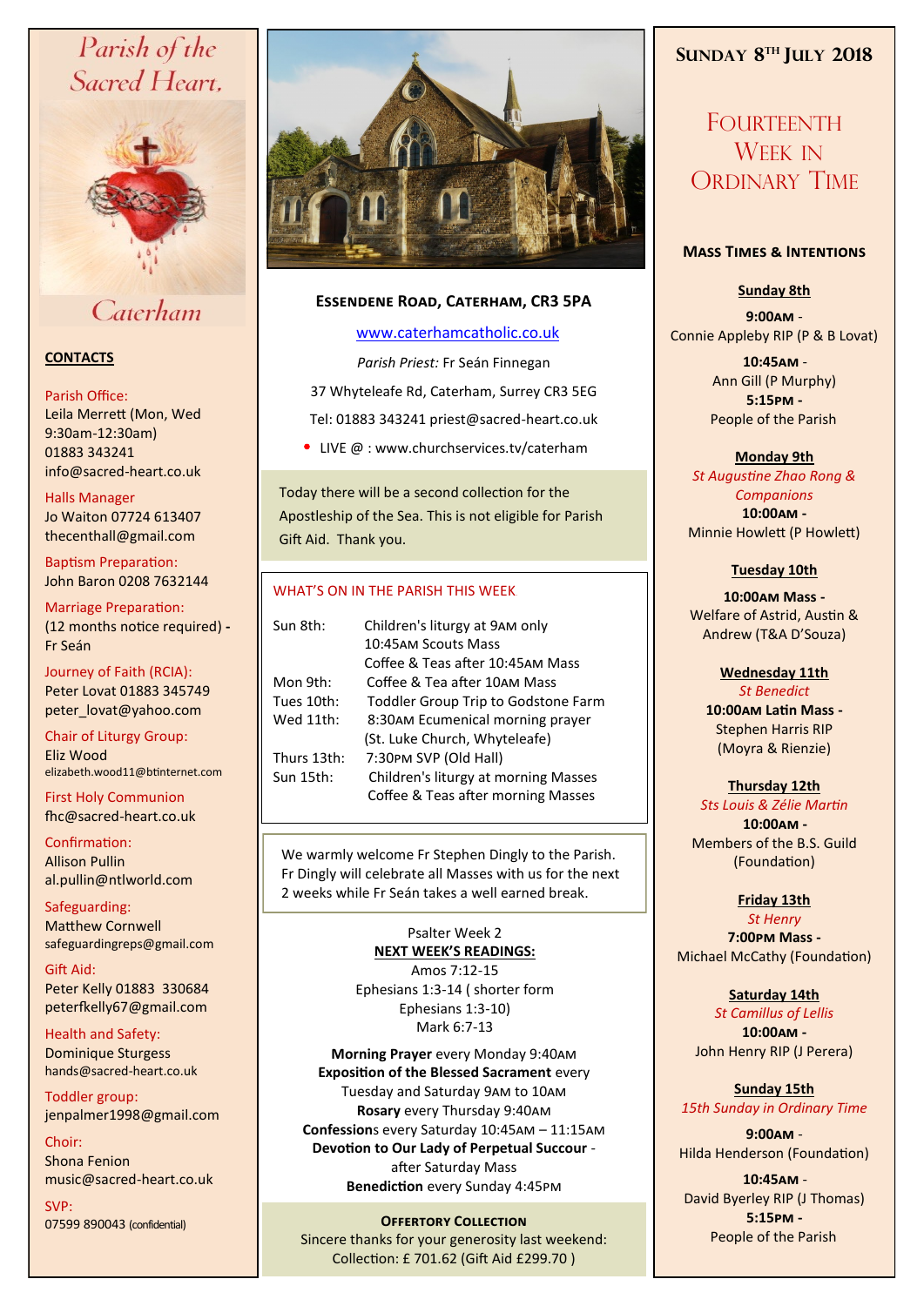# Parish of the Sacred Heart, Caterham

## CONTACTS

Parish Office:
Leila Merrett (Mon, Wed 9:30am-12:30am)
01883 343241
info@sacred-heart.co.uk

Halls Manager
Jo Waiton 07724 613407
thecenthall@gmail.com

Baptism Preparation:
John Baron 0208 7632144

Marriage Preparation:
(12 months notice required) - Fr Seán

Journey of Faith (RCIA):
Peter Lovat 01883 345749
peter_lovat@yahoo.com

Chair of Liturgy Group:
Eliz Wood
elizabeth.wood11@btinternet.com

First Holy Communion
fhc@sacred-heart.co.uk

Confirmation:
Allison Pullin
al.pullin@ntlworld.com

Safeguarding:
Matthew Cornwell
safeguardingreps@gmail.com

Gift Aid:
Peter Kelly 01883 330684
peterfkelly67@gmail.com

Health and Safety:
Dominique Sturgess
hands@sacred-heart.co.uk

Toddler group:
jenpalmer1998@gmail.com

Choir:
Shona Fenion
music@sacred-heart.co.uk

SVP:
07599 890043 (confidential)

## Essendene Road, Caterham, CR3 5PA

www.caterhamcatholic.co.uk

*Parish Priest:* Fr Seán Finnegan

37 Whyteleafe Rd, Caterham, Surrey CR3 5EG

Tel: 01883 343241 priest@sacred-heart.co.uk

- LIVE @ : www.churchservices.tv/caterham

Today there will be a second collection for the Apostleship of the Sea. This is not eligible for Parish Gift Aid. Thank you.

### WHAT'S ON IN THE PARISH THIS WEEK

| | |
|---|---|
| Sun 8th: | Children's liturgy at 9AM only |
| | 10:45AM Scouts Mass |
| | Coffee & Teas after 10:45AM Mass |
| Mon 9th: | Coffee & Tea after 10AM Mass |
| Tues 10th: | Toddler Group Trip to Godstone Farm |
| Wed 11th: | 8:30AM Ecumenical morning prayer (St. Luke Church, Whyteleafe) |
| Thurs 13th: | 7:30PM SVP (Old Hall) |
| Sun 15th: | Children's liturgy at morning Masses |
| | Coffee & Teas after morning Masses |

We warmly welcome Fr Stephen Dingly to the Parish. Fr Dingly will celebrate all Masses with us for the next 2 weeks while Fr Seán takes a well earned break.

Psalter Week 2

**NEXT WEEK'S READINGS:**

Amos 7:12-15
Ephesians 1:3-14 ( shorter form Ephesians 1:3-10)
Mark 6:7-13

**Morning Prayer** every Monday 9:40AM
**Exposition of the Blessed Sacrament** every Tuesday and Saturday 9AM to 10AM
**Rosary** every Thursday 9:40AM
**Confessions** every Saturday 10:45AM – 11:15AM
**Devotion to Our Lady of Perpetual Succour** - after Saturday Mass
**Benediction** every Sunday 4:45PM

**Offertory Collection**
Sincere thanks for your generosity last weekend:
Collection: £ 701.62 (Gift Aid £299.70 )

## Sunday 8th July 2018

# Fourteenth Week in Ordinary Time

### Mass Times & Intentions

**Sunday 8th**

**9:00AM** - Connie Appleby RIP (P & B Lovat)

**10:45AM** - Ann Gill (P Murphy)

**5:15PM** - People of the Parish

**Monday 9th**
*St Augustine Zhao Rong & Companions*

**10:00AM** - Minnie Howlett (P Howlett)

**Tuesday 10th**

**10:00AM Mass** - Welfare of Astrid, Austin & Andrew (T&A D'Souza)

**Wednesday 11th**
*St Benedict*

**10:00AM Latin Mass** - Stephen Harris RIP (Moyra & Rienzie)

**Thursday 12th**
*Sts Louis & Zélie Martin*

**10:00AM** - Members of the B.S. Guild (Foundation)

**Friday 13th**
*St Henry*

**7:00PM Mass** - Michael McCathy (Foundation)

**Saturday 14th**
*St Camillus of Lellis*

**10:00AM** - John Henry RIP (J Perera)

**Sunday 15th**
*15th Sunday in Ordinary Time*

**9:00AM** - Hilda Henderson (Foundation)

**10:45AM** - David Byerley RIP (J Thomas)

**5:15PM** - People of the Parish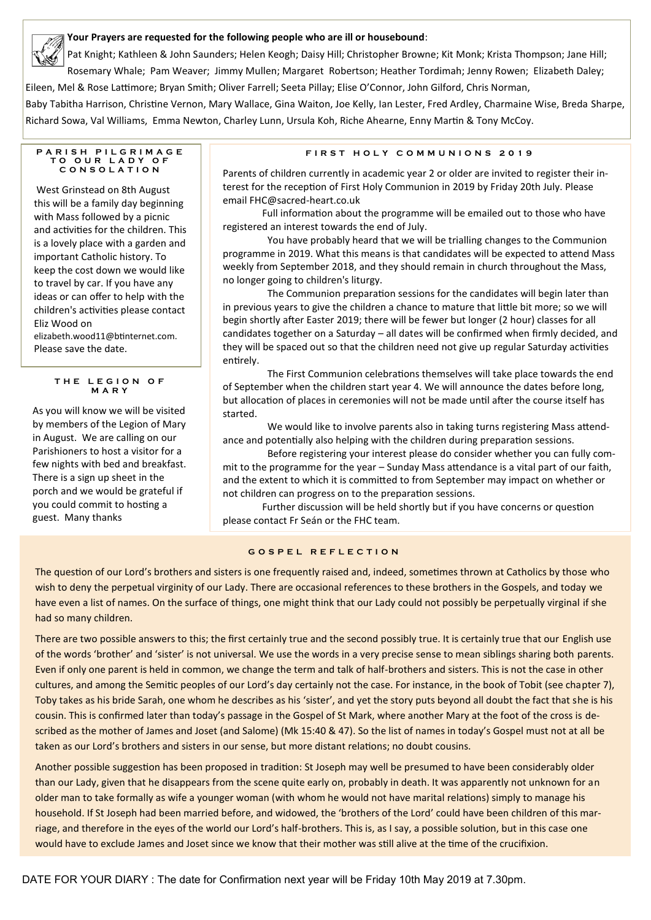**Your Prayers are requested for the following people who are ill or housebound**:

Pat Knight; Kathleen & John Saunders; Helen Keogh; Daisy Hill; Christopher Browne; Kit Monk; Krista Thompson; Jane Hill; Rosemary Whale; Pam Weaver; Jimmy Mullen; Margaret Robertson; Heather Tordimah; Jenny Rowen; Elizabeth Daley; Eileen, Mel & Rose Lattimore; Bryan Smith; Oliver Farrell; Seeta Pillay; Elise O'Connor, John Gilford, Chris Norman, Baby Tabitha Harrison, Christine Vernon, Mary Wallace, Gina Waiton, Joe Kelly, Ian Lester, Fred Ardley, Charmaine Wise, Breda Sharpe, Richard Sowa, Val Williams, Emma Newton, Charley Lunn, Ursula Koh, Riche Ahearne, Enny Martin & Tony McCoy.

## PARISH PILGRIMAGE TO OUR LADY OF CONSOLATION

West Grinstead on 8th August this will be a family day beginning with Mass followed by a picnic and activities for the children. This is a lovely place with a garden and important Catholic history. To keep the cost down we would like to travel by car. If you have any ideas or can offer to help with the children's activities please contact Eliz Wood on elizabeth.wood11@btinternet.com. Please save the date.

## THE LEGION OF MARY

As you will know we will be visited by members of the Legion of Mary in August. We are calling on our Parishioners to host a visitor for a few nights with bed and breakfast. There is a sign up sheet in the porch and we would be grateful if you could commit to hosting a guest. Many thanks

## FIRST HOLY COMMUNIONS 2019

Parents of children currently in academic year 2 or older are invited to register their interest for the reception of First Holy Communion in 2019 by Friday 20th July. Please email FHC@sacred-heart.co.uk

Full information about the programme will be emailed out to those who have registered an interest towards the end of July.

You have probably heard that we will be trialling changes to the Communion programme in 2019. What this means is that candidates will be expected to attend Mass weekly from September 2018, and they should remain in church throughout the Mass, no longer going to children's liturgy.

The Communion preparation sessions for the candidates will begin later than in previous years to give the children a chance to mature that little bit more; so we will begin shortly after Easter 2019; there will be fewer but longer (2 hour) classes for all candidates together on a Saturday – all dates will be confirmed when firmly decided, and they will be spaced out so that the children need not give up regular Saturday activities entirely.

The First Communion celebrations themselves will take place towards the end of September when the children start year 4. We will announce the dates before long, but allocation of places in ceremonies will not be made until after the course itself has started.

We would like to involve parents also in taking turns registering Mass attendance and potentially also helping with the children during preparation sessions.

Before registering your interest please do consider whether you can fully commit to the programme for the year – Sunday Mass attendance is a vital part of our faith, and the extent to which it is committed to from September may impact on whether or not children can progress on to the preparation sessions.

Further discussion will be held shortly but if you have concerns or question please contact Fr Seán or the FHC team.

## GOSPEL REFLECTION

The question of our Lord's brothers and sisters is one frequently raised and, indeed, sometimes thrown at Catholics by those who wish to deny the perpetual virginity of our Lady. There are occasional references to these brothers in the Gospels, and today we have even a list of names. On the surface of things, one might think that our Lady could not possibly be perpetually virginal if she had so many children.

There are two possible answers to this; the first certainly true and the second possibly true. It is certainly true that our English use of the words 'brother' and 'sister' is not universal. We use the words in a very precise sense to mean siblings sharing both parents. Even if only one parent is held in common, we change the term and talk of half-brothers and sisters. This is not the case in other cultures, and among the Semitic peoples of our Lord's day certainly not the case. For instance, in the book of Tobit (see chapter 7), Toby takes as his bride Sarah, one whom he describes as his 'sister', and yet the story puts beyond all doubt the fact that she is his cousin. This is confirmed later than today's passage in the Gospel of St Mark, where another Mary at the foot of the cross is described as the mother of James and Joset (and Salome) (Mk 15:40 & 47). So the list of names in today's Gospel must not at all be taken as our Lord's brothers and sisters in our sense, but more distant relations; no doubt cousins.

Another possible suggestion has been proposed in tradition: St Joseph may well be presumed to have been considerably older than our Lady, given that he disappears from the scene quite early on, probably in death. It was apparently not unknown for an older man to take formally as wife a younger woman (with whom he would not have marital relations) simply to manage his household. If St Joseph had been married before, and widowed, the 'brothers of the Lord' could have been children of this marriage, and therefore in the eyes of the world our Lord's half-brothers. This is, as I say, a possible solution, but in this case one would have to exclude James and Joset since we know that their mother was still alive at the time of the crucifixion.

DATE FOR YOUR DIARY : The date for Confirmation next year will be Friday 10th May 2019 at 7.30pm.